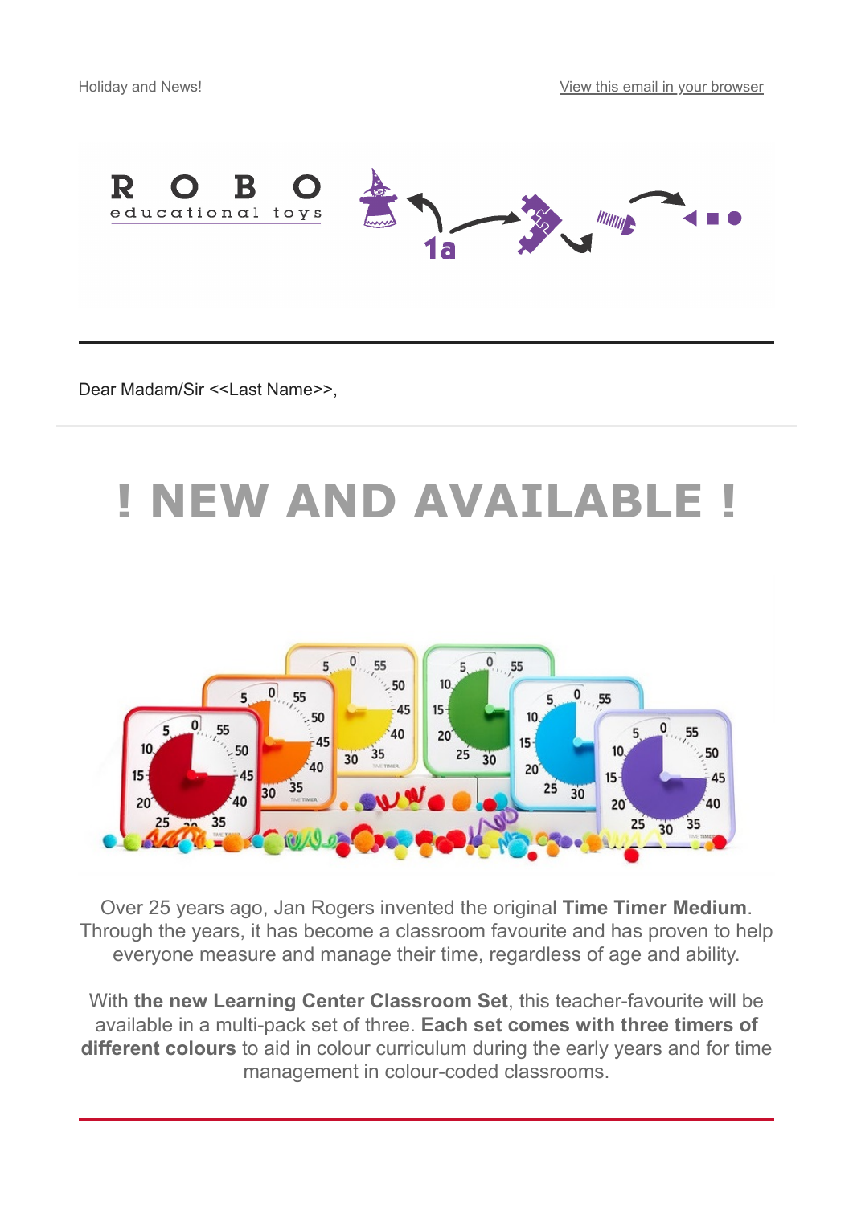Holiday and News!

View this email in your browser

ROBO educational toys

Dear Madam/Sir <<Last Name>>,

# ! NEW AND AVAILABLE !

Over 25 years ago, Jan Rogers invented the original **Time Timer Medium**. Through the years, it has become a classroom favourite and has proven to help everyone measure and manage their time, regardless of age and ability.

With **the new Learning Center Classroom Set**, this teacher-favourite will be available in a multi-pack set of three. **Each set comes with three timers of different colours** to aid in colour curriculum during the early years and for time management in colour-coded classrooms.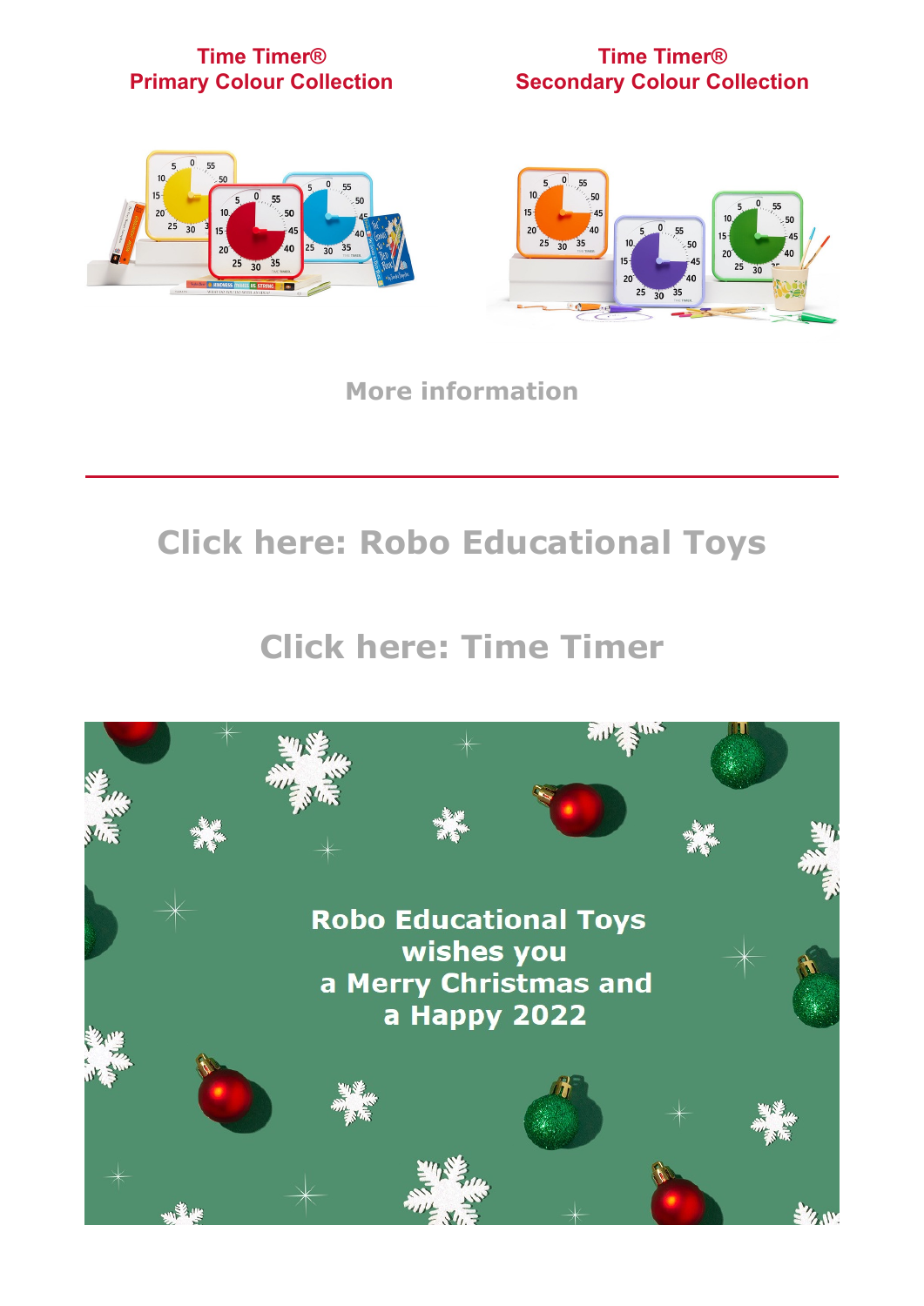**Time Timer®**
**Primary Colour Collection**

**Time Timer®**
**Secondary Colour Collection**

**More information**

---

## Click here: Robo Educational Toys

## Click here: Time Timer

**Robo Educational Toys wishes you a Merry Christmas and a Happy 2022**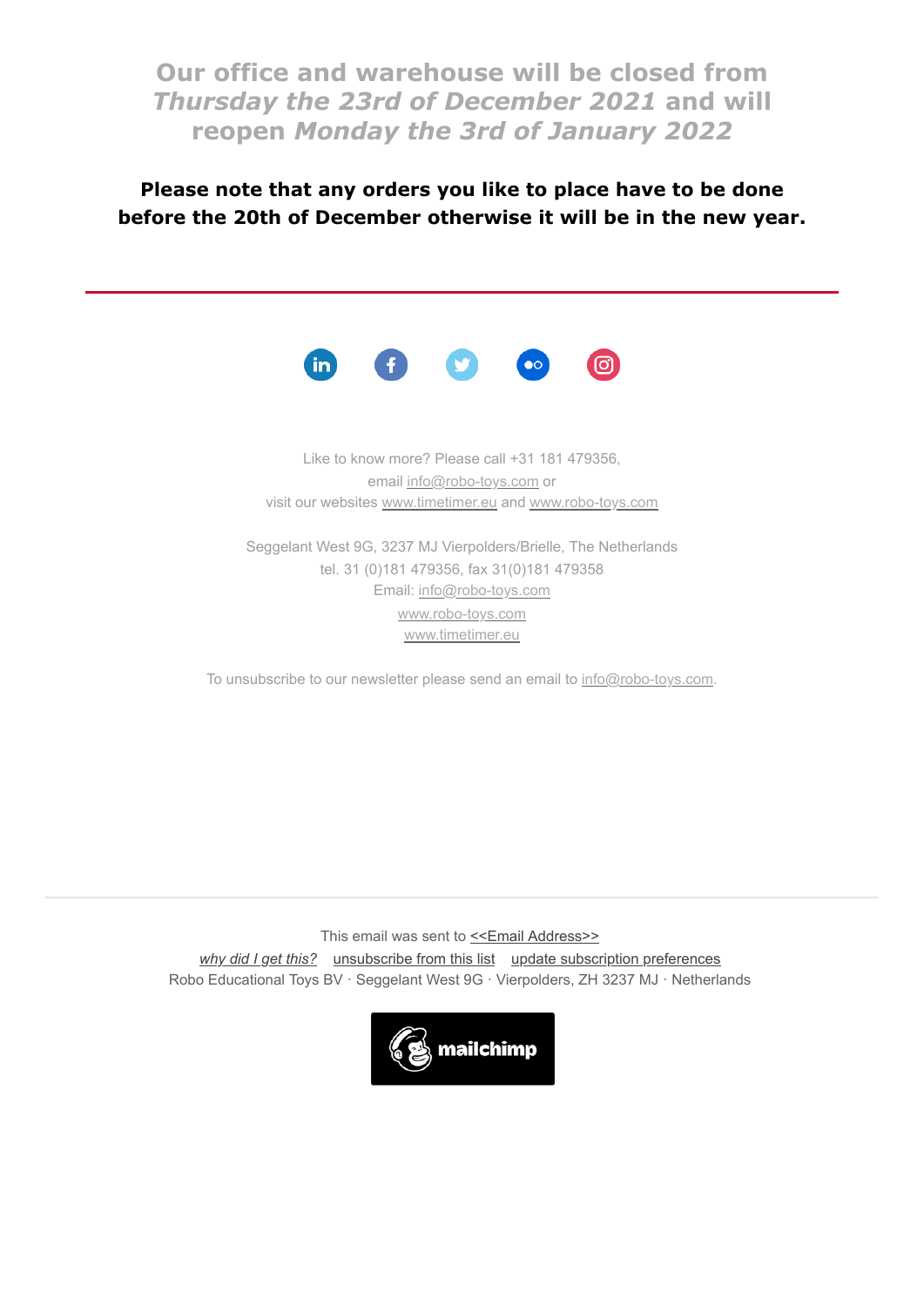## Our office and warehouse will be closed from *Thursday the 23rd of December 2021* and will reopen *Monday the 3rd of January 2022*

**Please note that any orders you like to place have to be done before the 20th of December otherwise it will be in the new year.**

---

Like to know more? Please call +31 181 479356,
email info@robo-toys.com or
visit our websites www.timetimer.eu and www.robo-toys.com

Seggelant West 9G, 3237 MJ Vierpolders/Brielle, The Netherlands
tel. 31 (0)181 479356, fax 31(0)181 479358
Email: info@robo-toys.com
www.robo-toys.com
www.timetimer.eu

To unsubscribe to our newsletter please send an email to info@robo-toys.com.

---

This email was sent to <<Email Address>>
*why did I get this?* unsubscribe from this list update subscription preferences
Robo Educational Toys BV · Seggelant West 9G · Vierpolders, ZH 3237 MJ · Netherlands

mailchimp